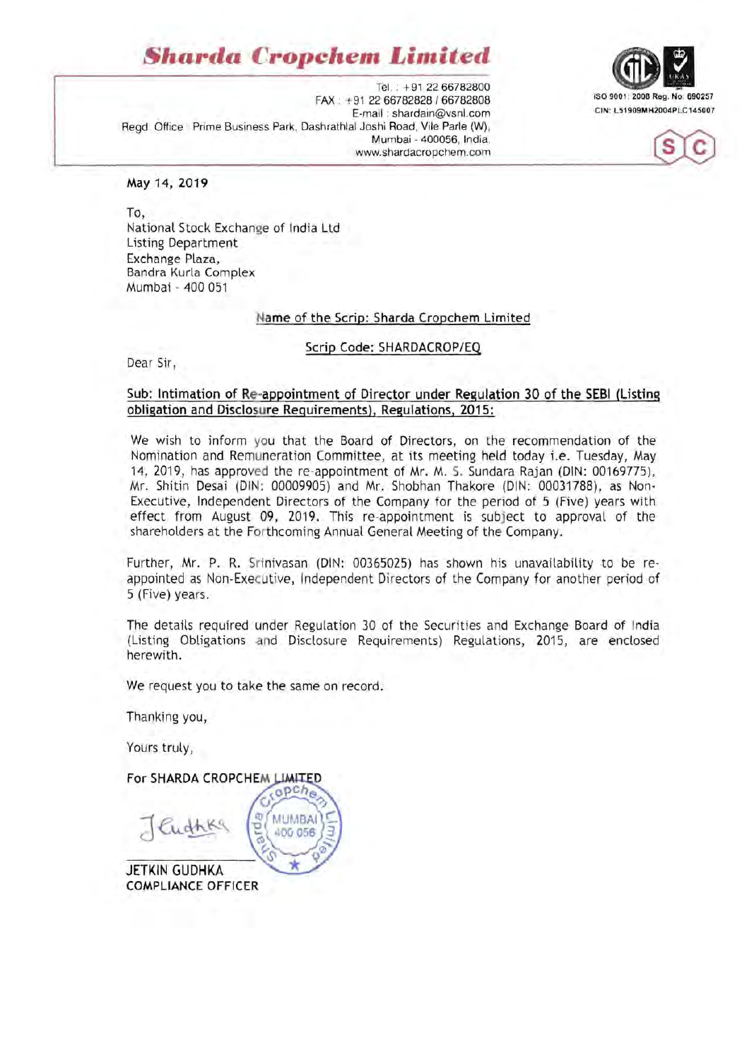# Sharda Cropchem Limited

Tel. : +91 22 66782800
FAX : +91 22 66782828 / 66782808
E-mail : shardain@vsnl.com
Regd. Office : Prime Business Park, Dashrathlal Joshi Road, Vile Parle (W), Mumbai - 400056, India.
www.shardacropchem.com

ISO 9001 : 2008 Reg. No: 690257
CIN: L51909MH2004PLC145007

May 14, 2019

To,
National Stock Exchange of India Ltd
Listing Department
Exchange Plaza,
Bandra Kurla Complex
Mumbai - 400 051

Name of the Scrip: Sharda Cropchem Limited

Scrip Code: SHARDACROP/EQ

Dear Sir,

**Sub: Intimation of Re-appointment of Director under Regulation 30 of the SEBI (Listing obligation and Disclosure Requirements), Regulations, 2015:**

We wish to inform you that the Board of Directors, on the recommendation of the Nomination and Remuneration Committee, at its meeting held today i.e. Tuesday, May 14, 2019, has approved the re-appointment of Mr. M. S. Sundara Rajan (DIN: 00169775), Mr. Shitin Desai (DIN: 00009905) and Mr. Shobhan Thakore (DIN: 00031788), as Non-Executive, Independent Directors of the Company for the period of 5 (Five) years with effect from August 09, 2019. This re-appointment is subject to approval of the shareholders at the Forthcoming Annual General Meeting of the Company.

Further, Mr. P. R. Srinivasan (DIN: 00365025) has shown his unavailability to be re-appointed as Non-Executive, Independent Directors of the Company for another period of 5 (Five) years.

The details required under Regulation 30 of the Securities and Exchange Board of India (Listing Obligations and Disclosure Requirements) Regulations, 2015, are enclosed herewith.

We request you to take the same on record.

Thanking you,

Yours truly,

For SHARDA CROPCHEM LIMITED

JETKIN GUDHKA
COMPLIANCE OFFICER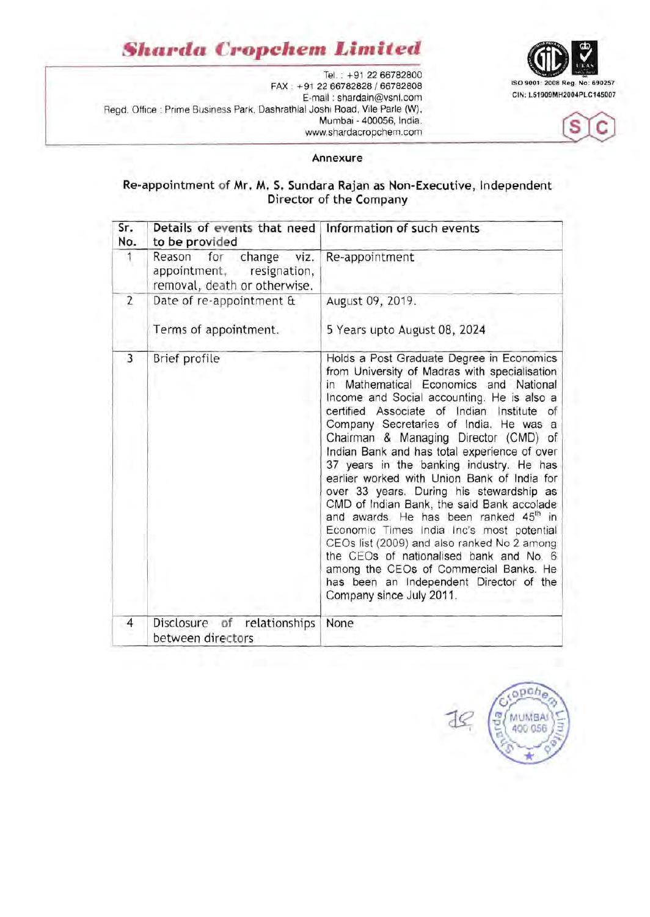# Sharda Cropchem Limited

Tel. : +91 22 66782800
FAX : +91 22 66782828 / 66782808
E-mail : shardain@vsnl.com
Regd. Office : Prime Business Park, Dashrathlal Joshi Road, Vile Parle (W), Mumbai - 400056, India.
www.shardacropchem.com

ISO 9001: 2008 Reg. No: 690257
CIN: L51909MH2004PLC145007

## Annexure

### Re-appointment of Mr. M. S. Sundara Rajan as Non-Executive, Independent Director of the Company

| Sr. No. | Details of events that need to be provided | Information of such events |
|---|---|---|
| 1 | Reason for change viz. appointment, resignation, removal, death or otherwise. | Re-appointment |
| 2 | Date of re-appointment & <br><br> Terms of appointment. | August 09, 2019. <br><br> 5 Years upto August 08, 2024 |
| 3 | Brief profile | Holds a Post Graduate Degree in Economics from University of Madras with specialisation in Mathematical Economics and National Income and Social accounting. He is also a certified Associate of Indian Institute of Company Secretaries of India. He was a Chairman & Managing Director (CMD) of Indian Bank and has total experience of over 37 years in the banking industry. He has earlier worked with Union Bank of India for over 33 years. During his stewardship as CMD of Indian Bank, the said Bank accolade and awards. He has been ranked 45th in Economic Times India Inc's most potential CEOs list (2009) and also ranked No 2 among the CEOs of nationalised bank and No. 6 among the CEOs of Commercial Banks. He has been an Independent Director of the Company since July 2011. |
| 4 | Disclosure of relationships between directors | None |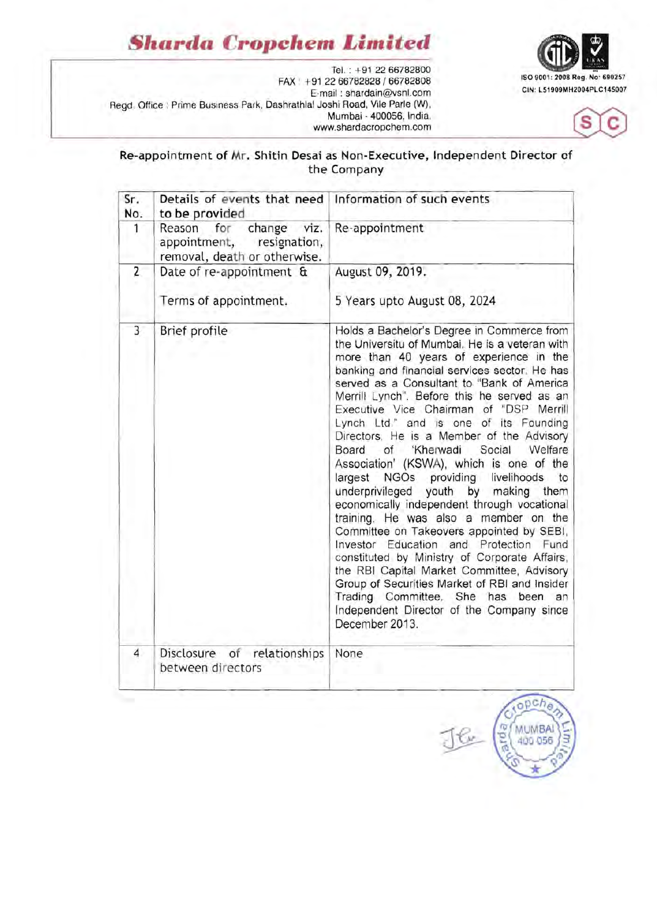# Sharda Cropchem Limited

Tel. : +91 22 66782800
FAX : +91 22 66782828 / 66782808
E-mail : shardain@vsnl.com
Regd. Office : Prime Business Park, Dashrathlal Joshi Road, Vile Parle (W), Mumbai - 400056, India.
www.shardacropchem.com

ISO 9001: 2008 Reg. No: 690257
CIN: L51909MH2004PLC145007

## Re-appointment of Mr. Shitin Desai as Non-Executive, Independent Director of the Company

| Sr. No. | Details of events that need to be provided | Information of such events |
|---|---|---|
| 1 | Reason for change viz. appointment, resignation, removal, death or otherwise. | Re-appointment |
| 2 | Date of re-appointment & <br><br> Terms of appointment. | August 09, 2019. <br><br> 5 Years upto August 08, 2024 |
| 3 | Brief profile | Holds a Bachelor's Degree in Commerce from the Universitu of Mumbai. He is a veteran with more than 40 years of experience in the banking and financial services sector. He has served as a Consultant to "Bank of America Merrill Lynch". Before this he served as an Executive Vice Chairman of "DSP Merrill Lynch Ltd." and is one of its Founding Directors. He is a Member of the Advisory Board of 'Kherwadi Social Welfare Association' (KSWA), which is one of the largest NGOs providing livelihoods to underprivileged youth by making them economically independent through vocational training. He was also a member on the Committee on Takeovers appointed by SEBI, Investor Education and Protection Fund constituted by Ministry of Corporate Affairs, the RBI Capital Market Committee, Advisory Group of Securities Market of RBI and Insider Trading Committee. She has been an Independent Director of the Company since December 2013. |
| 4 | Disclosure of relationships between directors | None |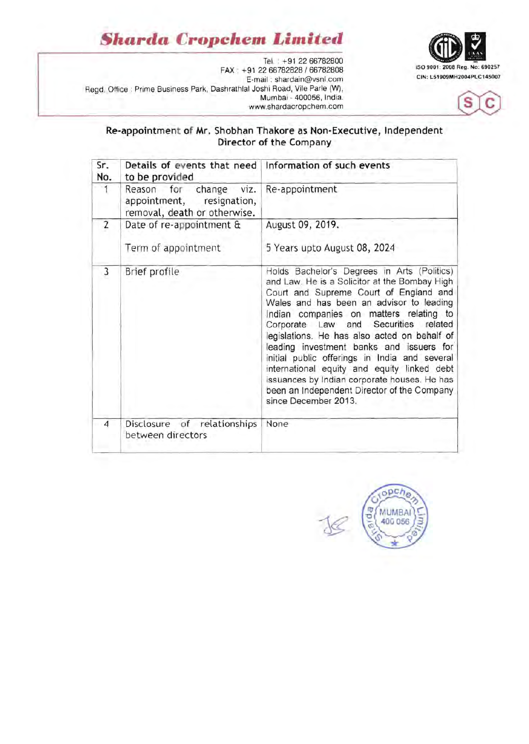# Sharda Cropchem Limited

Tel. : +91 22 66782800
FAX : +91 22 66782828 / 66782808
E-mail : shardain@vsnl.com
Regd. Office : Prime Business Park, Dashrathlal Joshi Road, Vile Parle (W), Mumbai - 400056, India.
www.shardacropchem.com

ISO 9001: 2008 Reg. No: 690257
CIN: L51909MH2004PLC145007

## Re-appointment of Mr. Shobhan Thakore as Non-Executive, Independent Director of the Company

| Sr. No. | Details of events that need to be provided | Information of such events |
|---|---|---|
| 1 | Reason for change viz. appointment, resignation, removal, death or otherwise. | Re-appointment |
| 2 | Date of re-appointment & <br><br> Term of appointment | August 09, 2019. <br><br> 5 Years upto August 08, 2024 |
| 3 | Brief profile | Holds Bachelor's Degrees in Arts (Politics) and Law. He is a Solicitor at the Bombay High Court and Supreme Court of England and Wales and has been an advisor to leading Indian companies on matters relating to Corporate Law and Securities related legislations. He has also acted on behalf of leading investment banks and issuers for initial public offerings in India and several international equity and equity linked debt issuances by Indian corporate houses. He has been an Independent Director of the Company since December 2013. |
| 4 | Disclosure of relationships between directors | None |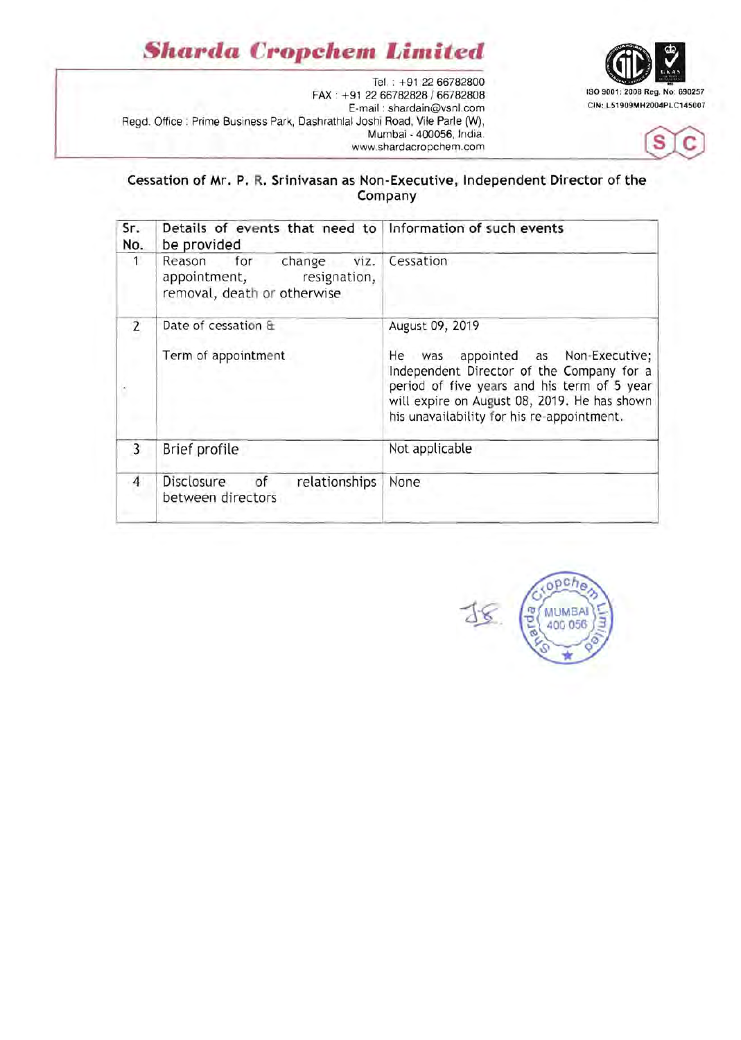# Sharda Cropchem Limited

Tel. : +91 22 66782800
FAX : +91 22 66782828 / 66782808
E-mail : shardain@vsnl.com
Regd. Office : Prime Business Park, Dashrathlal Joshi Road, Vile Parle (W), Mumbai - 400056, India.
www.shardacropchem.com

ISO 9001: 2008 Reg. No: 690257
CIN: L51909MH2004PLC145007

## Cessation of Mr. P. R. Srinivasan as Non-Executive, Independent Director of the Company

| Sr. No. | Details of events that need to be provided | Information of such events |
|---|---|---|
| 1 | Reason for change viz. appointment, resignation, removal, death or otherwise | Cessation |
| 2 | Date of cessation & Term of appointment | August 09, 2019<br><br>He was appointed as Non-Executive; Independent Director of the Company for a period of five years and his term of 5 year will expire on August 08, 2019. He has shown his unavailability for his re-appointment. |
| 3 | Brief profile | Not applicable |
| 4 | Disclosure of relationships between directors | None |